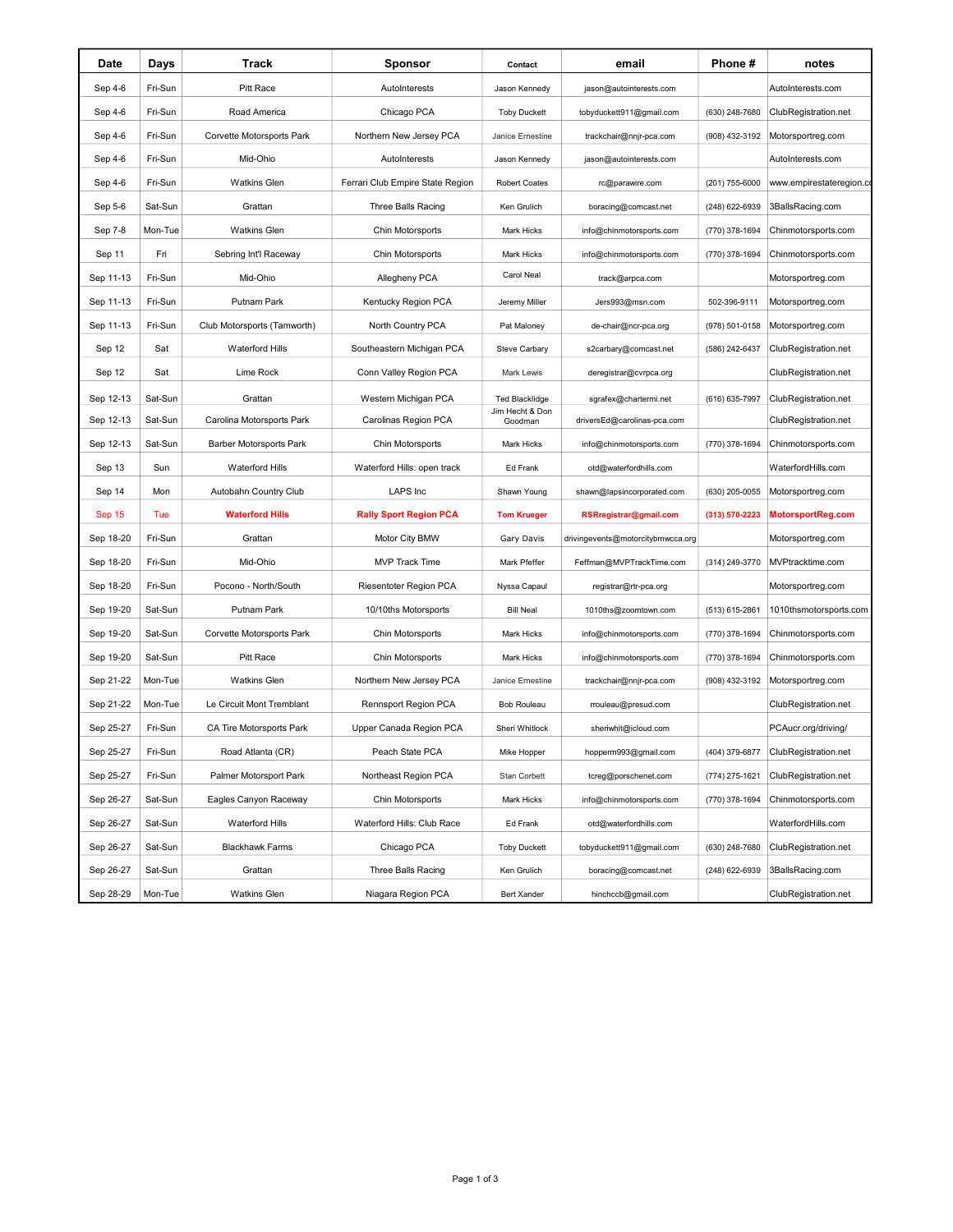| Date | Days | Track | Sponsor | Contact | email | Phone # | notes |
|---|---|---|---|---|---|---|---|
| Sep 4-6 | Fri-Sun | Pitt Race | AutoInterests | Jason Kennedy | jason@autointerests.com | | AutoInterests.com |
| Sep 4-6 | Fri-Sun | Road America | Chicago PCA | Toby Duckett | tobyduckett911@gmail.com | (630) 248-7680 | ClubRegistration.net |
| Sep 4-6 | Fri-Sun | Corvette Motorsports Park | Northern New Jersey PCA | Janice Ernestine | trackchair@nnjr-pca.com | (908) 432-3192 | Motorsportreg.com |
| Sep 4-6 | Fri-Sun | Mid-Ohio | AutoInterests | Jason Kennedy | jason@autointerests.com | | AutoInterests.com |
| Sep 4-6 | Fri-Sun | Watkins Glen | Ferrari Club Empire State Region | Robert Coates | rc@parawire.com | (201) 755-6000 | www.empirestateregion.c |
| Sep 5-6 | Sat-Sun | Grattan | Three Balls Racing | Ken Grulich | boracing@comcast.net | (248) 622-6939 | 3BallsRacing.com |
| Sep 7-8 | Mon-Tue | Watkins Glen | Chin Motorsports | Mark Hicks | info@chinmotorsports.com | (770) 378-1694 | Chinmotorsports.com |
| Sep 11 | Fri | Sebring Int'l Raceway | Chin Motorsports | Mark Hicks | info@chinmotorsports.com | (770) 378-1694 | Chinmotorsports.com |
| Sep 11-13 | Fri-Sun | Mid-Ohio | Allegheny PCA | Carol Neal | track@arpca.com | | Motorsportreg.com |
| Sep 11-13 | Fri-Sun | Putnam Park | Kentucky Region PCA | Jeremy Miller | Jers993@msn.com | 502-396-9111 | Motorsportreg.com |
| Sep 11-13 | Fri-Sun | Club Motorsports (Tamworth) | North Country PCA | Pat Maloney | de-chair@ncr-pca.org | (978) 501-0158 | Motorsportreg.com |
| Sep 12 | Sat | Waterford Hills | Southeastern Michigan PCA | Steve Carbary | s2carbary@comcast.net | (586) 242-6437 | ClubRegistration.net |
| Sep 12 | Sat | Lime Rock | Conn Valley Region PCA | Mark Lewis | deregistrar@cvrpca.org | | ClubRegistration.net |
| Sep 12-13 | Sat-Sun | Grattan | Western Michigan PCA | Ted Blacklidge | sgrafex@chartermi.net | (616) 635-7997 | ClubRegistration.net |
| Sep 12-13 | Sat-Sun | Carolina Motorsports Park | Carolinas Region PCA | Jim Hecht & Don Goodman | driversEd@carolinas-pca.com | | ClubRegistration.net |
| Sep 12-13 | Sat-Sun | Barber Motorsports Park | Chin Motorsports | Mark Hicks | info@chinmotorsports.com | (770) 378-1694 | Chinmotorsports.com |
| Sep 13 | Sun | Waterford Hills | Waterford Hills: open track | Ed Frank | otd@waterfordhills.com | | WaterfordHills.com |
| Sep 14 | Mon | Autobahn Country Club | LAPS Inc | Shawn Young | shawn@lapsincorporated.com | (630) 205-0055 | Motorsportreg.com |
| Sep 15 | Tue | **Waterford Hills** | **Rally Sport Region PCA** | **Tom Krueger** | **RSRegistrar@gmail.com** | **(313) 570-2223** | **MotorsportReg.com** |
| Sep 18-20 | Fri-Sun | Grattan | Motor City BMW | Gary Davis | drivingevents@motorcitybmwcca.org | | Motorsportreg.com |
| Sep 18-20 | Fri-Sun | Mid-Ohio | MVP Track Time | Mark Pfeffer | Feffman@MVPTrackTime.com | (314) 249-3770 | MVPtracktime.com |
| Sep 18-20 | Fri-Sun | Pocono - North/South | Riesentoter Region PCA | Nyssa Capaul | registrar@rtr-pca.org | | Motorsportreg.com |
| Sep 19-20 | Sat-Sun | Putnam Park | 10/10ths Motorsports | Bill Neal | 1010ths@zoomtown.com | (513) 615-2861 | 1010thsmotorsports.com |
| Sep 19-20 | Sat-Sun | Corvette Motorsports Park | Chin Motorsports | Mark Hicks | info@chinmotorsports.com | (770) 378-1694 | Chinmotorsports.com |
| Sep 19-20 | Sat-Sun | Pitt Race | Chin Motorsports | Mark Hicks | info@chinmotorsports.com | (770) 378-1694 | Chinmotorsports.com |
| Sep 21-22 | Mon-Tue | Watkins Glen | Northern New Jersey PCA | Janice Ernestine | trackchair@nnjr-pca.com | (908) 432-3192 | Motorsportreg.com |
| Sep 21-22 | Mon-Tue | Le Circuit Mont Tremblant | Rennsport Region PCA | Bob Rouleau | rrouleau@presud.com | | ClubRegistration.net |
| Sep 25-27 | Fri-Sun | CA Tire Motorsports Park | Upper Canada Region PCA | Sheri Whitlock | sheriwhit@icloud.com | | PCAucr.org/driving/ |
| Sep 25-27 | Fri-Sun | Road Atlanta (CR) | Peach State PCA | Mike Hopper | hopperm993@gmail.com | (404) 379-6877 | ClubRegistration.net |
| Sep 25-27 | Fri-Sun | Palmer Motorsport Park | Northeast Region PCA | Stan Corbett | tcreg@porschenet.com | (774) 275-1621 | ClubRegistration.net |
| Sep 26-27 | Sat-Sun | Eagles Canyon Raceway | Chin Motorsports | Mark Hicks | info@chinmotorsports.com | (770) 378-1694 | Chinmotorsports.com |
| Sep 26-27 | Sat-Sun | Waterford Hills | Waterford Hills: Club Race | Ed Frank | otd@waterfordhills.com | | WaterfordHills.com |
| Sep 26-27 | Sat-Sun | Blackhawk Farms | Chicago PCA | Toby Duckett | tobyduckett911@gmail.com | (630) 248-7680 | ClubRegistration.net |
| Sep 26-27 | Sat-Sun | Grattan | Three Balls Racing | Ken Grulich | boracing@comcast.net | (248) 622-6939 | 3BallsRacing.com |
| Sep 28-29 | Mon-Tue | Watkins Glen | Niagara Region PCA | Bert Xander | hinchccb@gmail.com | | ClubRegistration.net |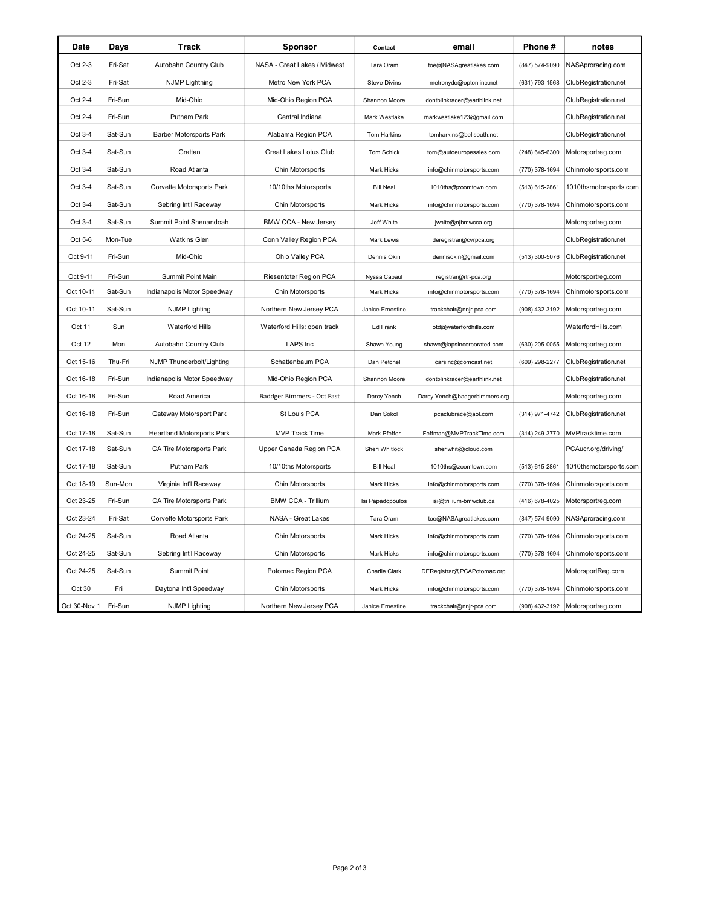| Date | Days | Track | Sponsor | Contact | email | Phone # | notes |
|---|---|---|---|---|---|---|---|
| Oct 2-3 | Fri-Sat | Autobahn Country Club | NASA - Great Lakes / Midwest | Tara Oram | toe@NASAgreatlakes.com | (847) 574-9090 | NASAproracing.com |
| Oct 2-3 | Fri-Sat | NJMP Lightning | Metro New York PCA | Steve Divins | metronyde@optonline.net | (631) 793-1568 | ClubRegistration.net |
| Oct 2-4 | Fri-Sun | Mid-Ohio | Mid-Ohio Region PCA | Shannon Moore | dontblinkracer@earthlink.net | | ClubRegistration.net |
| Oct 2-4 | Fri-Sun | Putnam Park | Central Indiana | Mark Westlake | markwestlake123@gmail.com | | ClubRegistration.net |
| Oct 3-4 | Sat-Sun | Barber Motorsports Park | Alabama Region PCA | Tom Harkins | tomharkins@bellsouth.net | | ClubRegistration.net |
| Oct 3-4 | Sat-Sun | Grattan | Great Lakes Lotus Club | Tom Schick | tom@autoeuropesales.com | (248) 645-6300 | Motorsportreg.com |
| Oct 3-4 | Sat-Sun | Road Atlanta | Chin Motorsports | Mark Hicks | info@chinmotorsports.com | (770) 378-1694 | Chinmotorsports.com |
| Oct 3-4 | Sat-Sun | Corvette Motorsports Park | 10/10ths Motorsports | Bill Neal | 1010ths@zoomtown.com | (513) 615-2861 | 1010thsmotorsports.com |
| Oct 3-4 | Sat-Sun | Sebring Int'l Raceway | Chin Motorsports | Mark Hicks | info@chinmotorsports.com | (770) 378-1694 | Chinmotorsports.com |
| Oct 3-4 | Sat-Sun | Summit Point Shenandoah | BMW CCA - New Jersey | Jeff White | jwhite@njbmwcca.org | | Motorsportreg.com |
| Oct 5-6 | Mon-Tue | Watkins Glen | Conn Valley Region PCA | Mark Lewis | deregistrar@cvrpca.org | | ClubRegistration.net |
| Oct 9-11 | Fri-Sun | Mid-Ohio | Ohio Valley PCA | Dennis Okin | dennisokin@gmail.com | (513) 300-5076 | ClubRegistration.net |
| Oct 9-11 | Fri-Sun | Summit Point Main | Riesentoter Region PCA | Nyssa Capaul | registrar@rtr-pca.org | | Motorsportreg.com |
| Oct 10-11 | Sat-Sun | Indianapolis Motor Speedway | Chin Motorsports | Mark Hicks | info@chinmotorsports.com | (770) 378-1694 | Chinmotorsports.com |
| Oct 10-11 | Sat-Sun | NJMP Lighting | Northern New Jersey PCA | Janice Ernestine | trackchair@nnjr-pca.com | (908) 432-3192 | Motorsportreg.com |
| Oct 11 | Sun | Waterford Hills | Waterford Hills: open track | Ed Frank | otd@waterfordhills.com | | WaterfordHills.com |
| Oct 12 | Mon | Autobahn Country Club | LAPS Inc | Shawn Young | shawn@lapsincorporated.com | (630) 205-0055 | Motorsportreg.com |
| Oct 15-16 | Thu-Fri | NJMP Thunderbolt/Lighting | Schattenbaum PCA | Dan Petchel | carsinc@comcast.net | (609) 298-2277 | ClubRegistration.net |
| Oct 16-18 | Fri-Sun | Indianapolis Motor Speedway | Mid-Ohio Region PCA | Shannon Moore | dontblinkracer@earthlink.net | | ClubRegistration.net |
| Oct 16-18 | Fri-Sun | Road America | Baddger Bimmers - Oct Fast | Darcy Yench | Darcy.Yench@badgerbimmers.org | | Motorsportreg.com |
| Oct 16-18 | Fri-Sun | Gateway Motorsport Park | St Louis PCA | Dan Sokol | pcaclubrace@aol.com | (314) 971-4742 | ClubRegistration.net |
| Oct 17-18 | Sat-Sun | Heartland Motorsports Park | MVP Track Time | Mark Pfeffer | Feffman@MVPTrackTime.com | (314) 249-3770 | MVPtracktime.com |
| Oct 17-18 | Sat-Sun | CA Tire Motorsports Park | Upper Canada Region PCA | Sheri Whitlock | sheriwhit@icloud.com | | PCAucr.org/driving/ |
| Oct 17-18 | Sat-Sun | Putnam Park | 10/10ths Motorsports | Bill Neal | 1010ths@zoomtown.com | (513) 615-2861 | 1010thsmotorsports.com |
| Oct 18-19 | Sun-Mon | Virginia Int'l Raceway | Chin Motorsports | Mark Hicks | info@chinmotorsports.com | (770) 378-1694 | Chinmotorsports.com |
| Oct 23-25 | Fri-Sun | CA Tire Motorsports Park | BMW CCA - Trillium | Isi Papadopoulos | isi@trillium-bmwclub.ca | (416) 678-4025 | Motorsportreg.com |
| Oct 23-24 | Fri-Sat | Corvette Motorsports Park | NASA - Great Lakes | Tara Oram | toe@NASAgreatlakes.com | (847) 574-9090 | NASAproracing.com |
| Oct 24-25 | Sat-Sun | Road Atlanta | Chin Motorsports | Mark Hicks | info@chinmotorsports.com | (770) 378-1694 | Chinmotorsports.com |
| Oct 24-25 | Sat-Sun | Sebring Int'l Raceway | Chin Motorsports | Mark Hicks | info@chinmotorsports.com | (770) 378-1694 | Chinmotorsports.com |
| Oct 24-25 | Sat-Sun | Summit Point | Potomac Region PCA | Charlie Clark | DERegistrar@PCAPotomac.org | | MotorsportReg.com |
| Oct 30 | Fri | Daytona Int'l Speedway | Chin Motorsports | Mark Hicks | info@chinmotorsports.com | (770) 378-1694 | Chinmotorsports.com |
| Oct 30-Nov 1 | Fri-Sun | NJMP Lighting | Northern New Jersey PCA | Janice Ernestine | trackchair@nnjr-pca.com | (908) 432-3192 | Motorsportreg.com |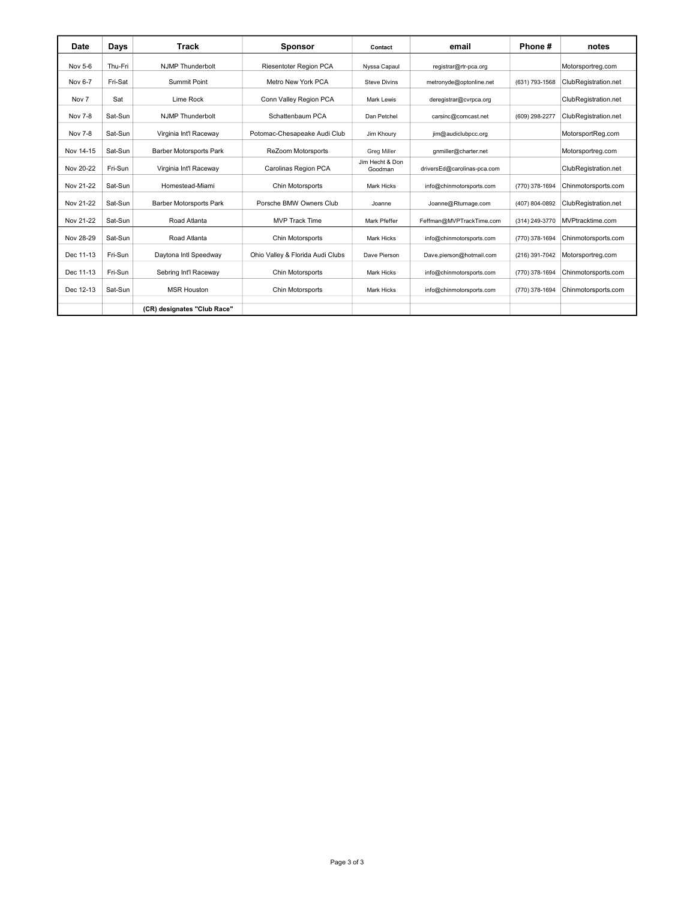| Date | Days | Track | Sponsor | Contact | email | Phone # | notes |
|---|---|---|---|---|---|---|---|
| Nov 5-6 | Thu-Fri | NJMP Thunderbolt | Riesentoter Region PCA | Nyssa Capaul | registrar@rtr-pca.org | | Motorsportreg.com |
| Nov 6-7 | Fri-Sat | Summit Point | Metro New York PCA | Steve Divins | metronyde@optonline.net | (631) 793-1568 | ClubRegistration.net |
| Nov 7 | Sat | Lime Rock | Conn Valley Region PCA | Mark Lewis | deregistrar@cvrpca.org | | ClubRegistration.net |
| Nov 7-8 | Sat-Sun | NJMP Thunderbolt | Schattenbaum PCA | Dan Petchel | carsinc@comcast.net | (609) 298-2277 | ClubRegistration.net |
| Nov 7-8 | Sat-Sun | Virginia Int'l Raceway | Potomac-Chesapeake Audi Club | Jim Khoury | jim@audiclubpcc.org | | MotorsportReg.com |
| Nov 14-15 | Sat-Sun | Barber Motorsports Park | ReZoom Motorsports | Greg Miller | gnmiller@charter.net | | Motorsportreg.com |
| Nov 20-22 | Fri-Sun | Virginia Int'l Raceway | Carolinas Region PCA | Jim Hecht & Don Goodman | driversEd@carolinas-pca.com | | ClubRegistration.net |
| Nov 21-22 | Sat-Sun | Homestead-Miami | Chin Motorsports | Mark Hicks | info@chinmotorsports.com | (770) 378-1694 | Chinmotorsports.com |
| Nov 21-22 | Sat-Sun | Barber Motorsports Park | Porsche BMW Owners Club | Joanne | Joanne@Rturnage.com | (407) 804-0892 | ClubRegistration.net |
| Nov 21-22 | Sat-Sun | Road Atlanta | MVP Track Time | Mark Pfeffer | Feffman@MVPTrackTime.com | (314) 249-3770 | MVPtracktime.com |
| Nov 28-29 | Sat-Sun | Road Atlanta | Chin Motorsports | Mark Hicks | info@chinmotorsports.com | (770) 378-1694 | Chinmotorsports.com |
| Dec 11-13 | Fri-Sun | Daytona Intl Speedway | Ohio Valley & Florida Audi Clubs | Dave Pierson | Dave.pierson@hotmail.com | (216) 391-7042 | Motorsportreg.com |
| Dec 11-13 | Fri-Sun | Sebring Int'l Raceway | Chin Motorsports | Mark Hicks | info@chinmotorsports.com | (770) 378-1694 | Chinmotorsports.com |
| Dec 12-13 | Sat-Sun | MSR Houston | Chin Motorsports | Mark Hicks | info@chinmotorsports.com | (770) 378-1694 | Chinmotorsports.com |
| | | **(CR) designates "Club Race"** | | | | | |